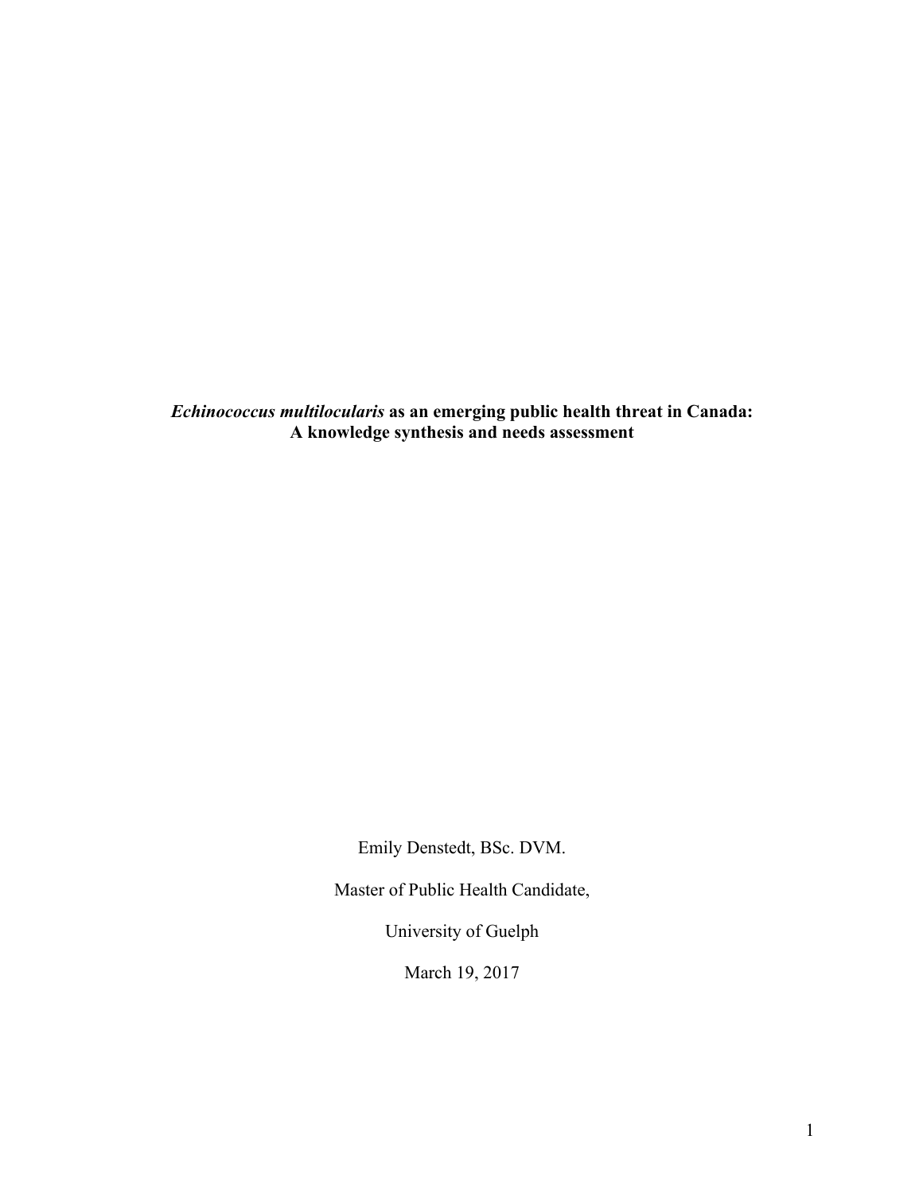# *Echinococcus multilocularis* as an emerging public health threat in Canada: A knowledge synthesis and needs assessment

Emily Denstedt, BSc. DVM.

Master of Public Health Candidate,

University of Guelph

March 19, 2017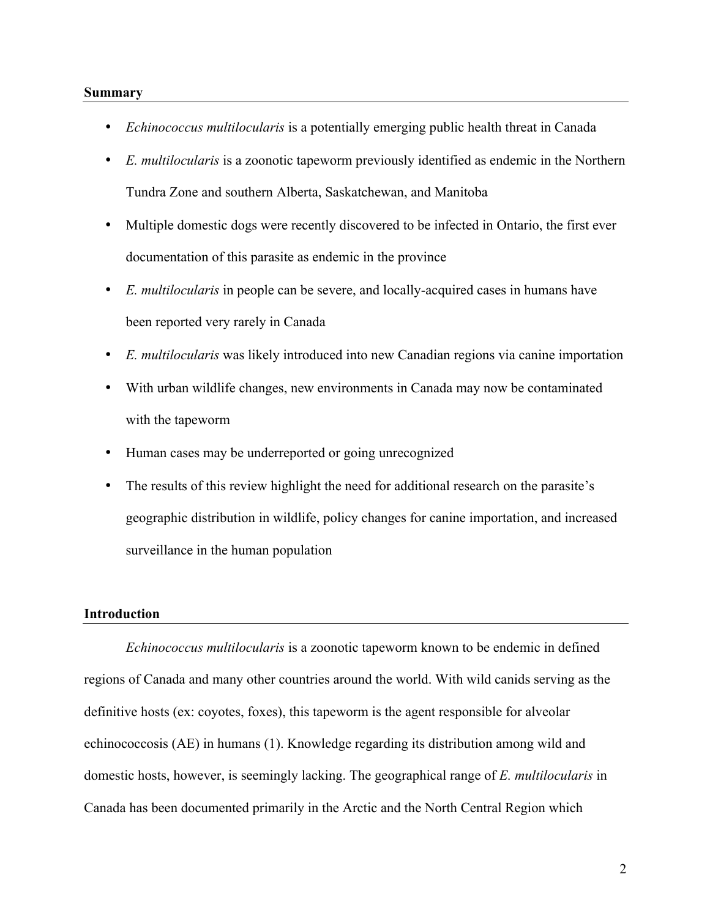## Summary

- *Echinococcus multilocularis* is a potentially emerging public health threat in Canada
- *E. multilocularis* is a zoonotic tapeworm previously identified as endemic in the Northern Tundra Zone and southern Alberta, Saskatchewan, and Manitoba
- Multiple domestic dogs were recently discovered to be infected in Ontario, the first ever documentation of this parasite as endemic in the province
- *E. multilocularis* in people can be severe, and locally-acquired cases in humans have been reported very rarely in Canada
- *E. multilocularis* was likely introduced into new Canadian regions via canine importation
- With urban wildlife changes, new environments in Canada may now be contaminated with the tapeworm
- Human cases may be underreported or going unrecognized
- The results of this review highlight the need for additional research on the parasite's geographic distribution in wildlife, policy changes for canine importation, and increased surveillance in the human population

## Introduction

*Echinococcus multilocularis* is a zoonotic tapeworm known to be endemic in defined regions of Canada and many other countries around the world. With wild canids serving as the definitive hosts (ex: coyotes, foxes), this tapeworm is the agent responsible for alveolar echinococcosis (AE) in humans (1). Knowledge regarding its distribution among wild and domestic hosts, however, is seemingly lacking. The geographical range of *E. multilocularis* in Canada has been documented primarily in the Arctic and the North Central Region which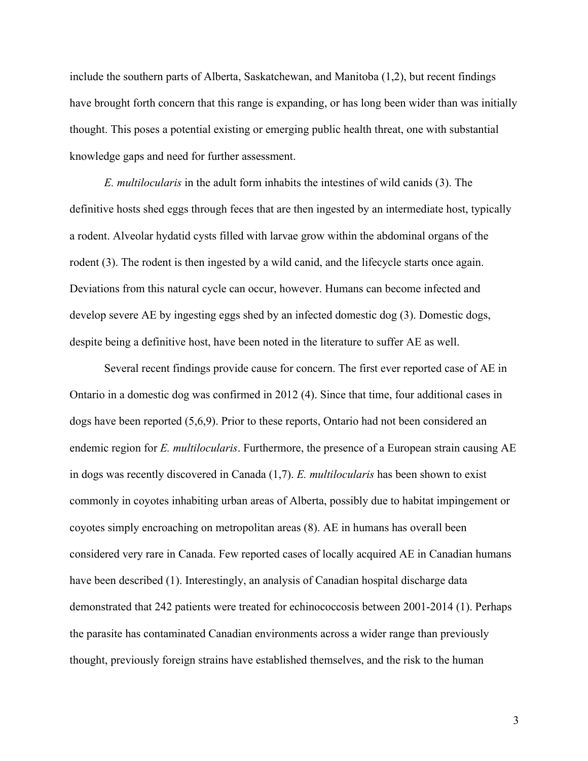include the southern parts of Alberta, Saskatchewan, and Manitoba (1,2), but recent findings have brought forth concern that this range is expanding, or has long been wider than was initially thought. This poses a potential existing or emerging public health threat, one with substantial knowledge gaps and need for further assessment.

*E. multilocularis* in the adult form inhabits the intestines of wild canids (3). The definitive hosts shed eggs through feces that are then ingested by an intermediate host, typically a rodent. Alveolar hydatid cysts filled with larvae grow within the abdominal organs of the rodent (3). The rodent is then ingested by a wild canid, and the lifecycle starts once again. Deviations from this natural cycle can occur, however. Humans can become infected and develop severe AE by ingesting eggs shed by an infected domestic dog (3). Domestic dogs, despite being a definitive host, have been noted in the literature to suffer AE as well.

Several recent findings provide cause for concern. The first ever reported case of AE in Ontario in a domestic dog was confirmed in 2012 (4). Since that time, four additional cases in dogs have been reported (5,6,9). Prior to these reports, Ontario had not been considered an endemic region for *E. multilocularis*. Furthermore, the presence of a European strain causing AE in dogs was recently discovered in Canada (1,7). *E. multilocularis* has been shown to exist commonly in coyotes inhabiting urban areas of Alberta, possibly due to habitat impingement or coyotes simply encroaching on metropolitan areas (8). AE in humans has overall been considered very rare in Canada. Few reported cases of locally acquired AE in Canadian humans have been described (1). Interestingly, an analysis of Canadian hospital discharge data demonstrated that 242 patients were treated for echinococcosis between 2001-2014 (1). Perhaps the parasite has contaminated Canadian environments across a wider range than previously thought, previously foreign strains have established themselves, and the risk to the human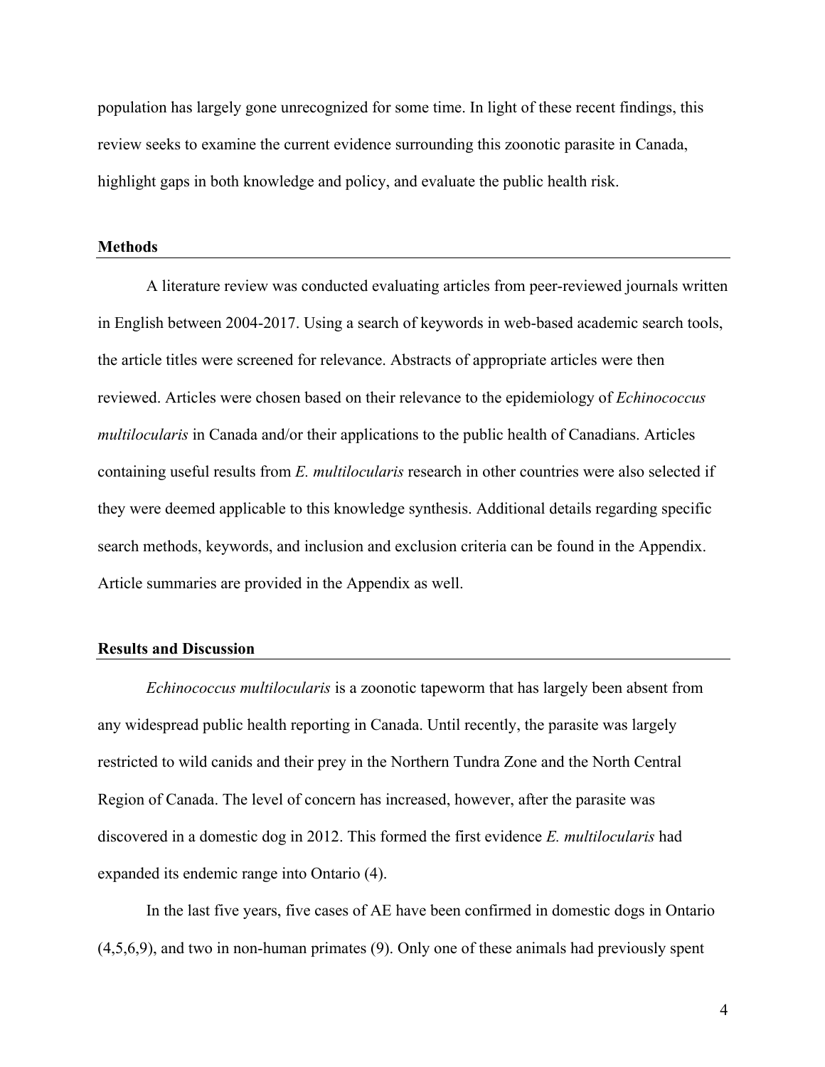population has largely gone unrecognized for some time. In light of these recent findings, this review seeks to examine the current evidence surrounding this zoonotic parasite in Canada, highlight gaps in both knowledge and policy, and evaluate the public health risk.

## Methods

A literature review was conducted evaluating articles from peer-reviewed journals written in English between 2004-2017. Using a search of keywords in web-based academic search tools, the article titles were screened for relevance. Abstracts of appropriate articles were then reviewed. Articles were chosen based on their relevance to the epidemiology of *Echinococcus multilocularis* in Canada and/or their applications to the public health of Canadians. Articles containing useful results from *E. multilocularis* research in other countries were also selected if they were deemed applicable to this knowledge synthesis. Additional details regarding specific search methods, keywords, and inclusion and exclusion criteria can be found in the Appendix. Article summaries are provided in the Appendix as well.

## Results and Discussion

*Echinococcus multilocularis* is a zoonotic tapeworm that has largely been absent from any widespread public health reporting in Canada. Until recently, the parasite was largely restricted to wild canids and their prey in the Northern Tundra Zone and the North Central Region of Canada. The level of concern has increased, however, after the parasite was discovered in a domestic dog in 2012. This formed the first evidence *E. multilocularis* had expanded its endemic range into Ontario (4).

In the last five years, five cases of AE have been confirmed in domestic dogs in Ontario (4,5,6,9), and two in non-human primates (9). Only one of these animals had previously spent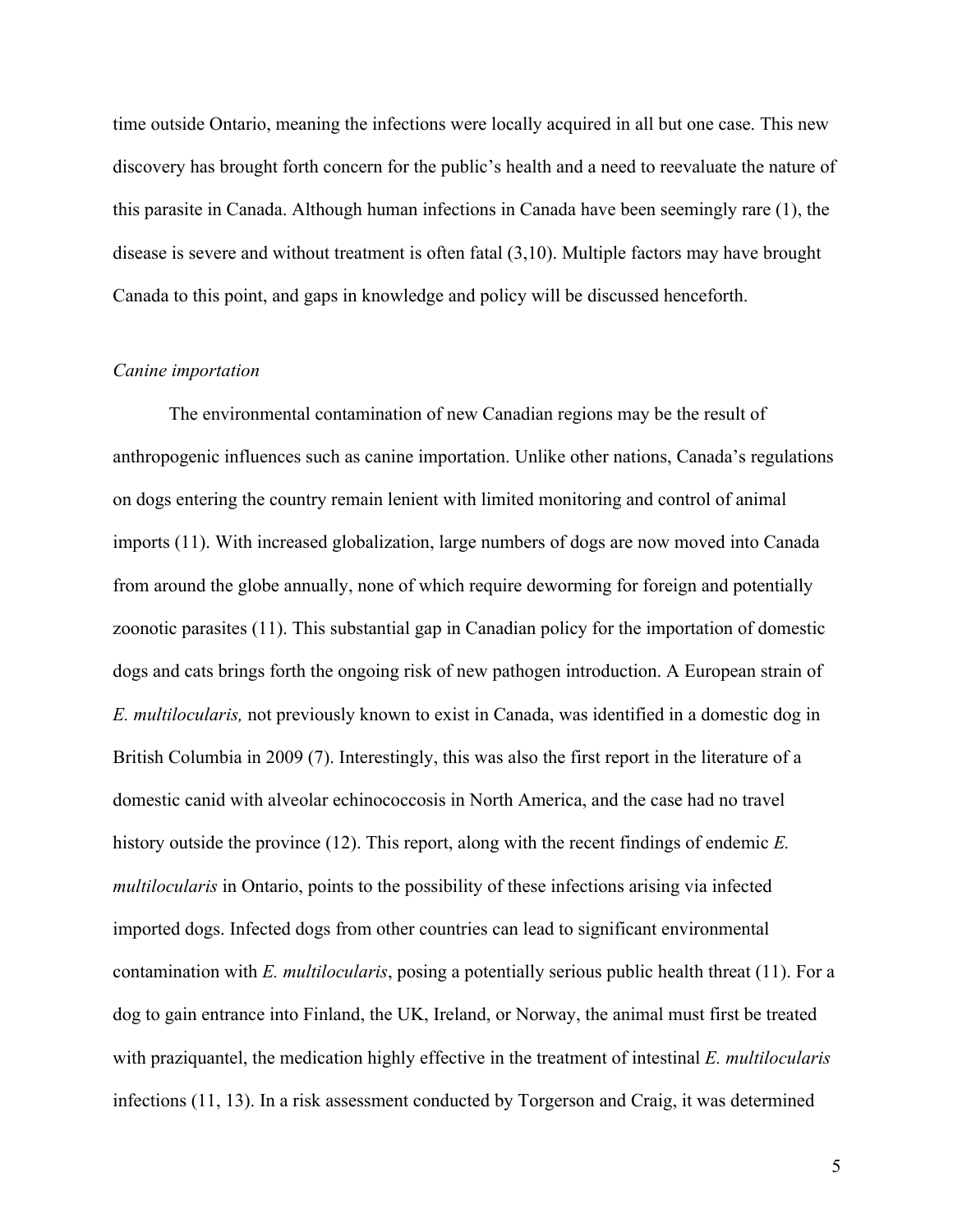time outside Ontario, meaning the infections were locally acquired in all but one case. This new discovery has brought forth concern for the public's health and a need to reevaluate the nature of this parasite in Canada. Although human infections in Canada have been seemingly rare (1), the disease is severe and without treatment is often fatal (3,10). Multiple factors may have brought Canada to this point, and gaps in knowledge and policy will be discussed henceforth.

*Canine importation*

The environmental contamination of new Canadian regions may be the result of anthropogenic influences such as canine importation. Unlike other nations, Canada's regulations on dogs entering the country remain lenient with limited monitoring and control of animal imports (11). With increased globalization, large numbers of dogs are now moved into Canada from around the globe annually, none of which require deworming for foreign and potentially zoonotic parasites (11). This substantial gap in Canadian policy for the importation of domestic dogs and cats brings forth the ongoing risk of new pathogen introduction. A European strain of *E. multilocularis,* not previously known to exist in Canada, was identified in a domestic dog in British Columbia in 2009 (7). Interestingly, this was also the first report in the literature of a domestic canid with alveolar echinococcosis in North America, and the case had no travel history outside the province (12). This report, along with the recent findings of endemic *E. multilocularis* in Ontario, points to the possibility of these infections arising via infected imported dogs. Infected dogs from other countries can lead to significant environmental contamination with *E. multilocularis*, posing a potentially serious public health threat (11). For a dog to gain entrance into Finland, the UK, Ireland, or Norway, the animal must first be treated with praziquantel, the medication highly effective in the treatment of intestinal *E. multilocularis* infections (11, 13). In a risk assessment conducted by Torgerson and Craig, it was determined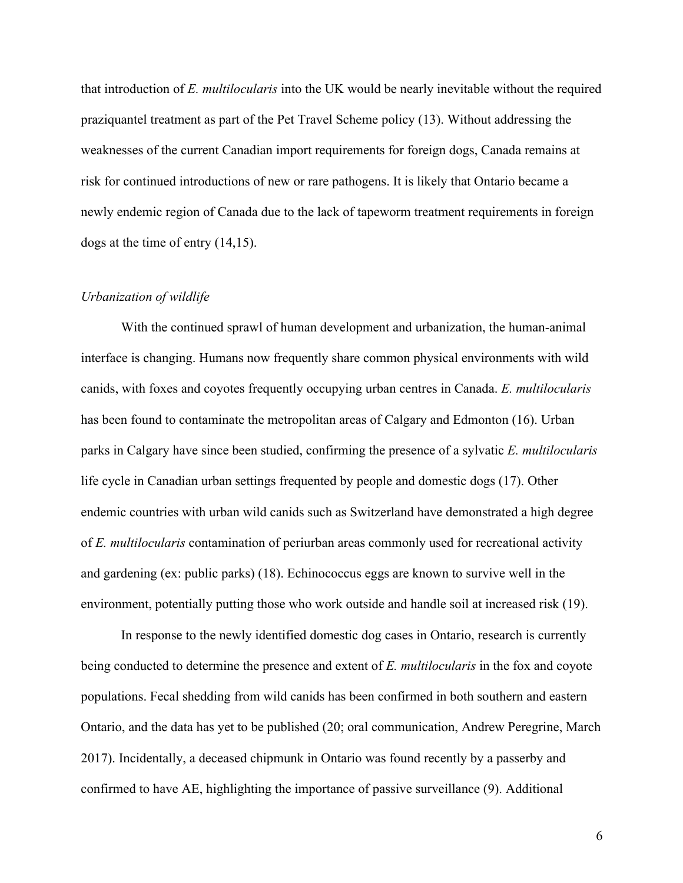that introduction of *E. multilocularis* into the UK would be nearly inevitable without the required praziquantel treatment as part of the Pet Travel Scheme policy (13). Without addressing the weaknesses of the current Canadian import requirements for foreign dogs, Canada remains at risk for continued introductions of new or rare pathogens. It is likely that Ontario became a newly endemic region of Canada due to the lack of tapeworm treatment requirements in foreign dogs at the time of entry (14,15).

### *Urbanization of wildlife*

With the continued sprawl of human development and urbanization, the human-animal interface is changing. Humans now frequently share common physical environments with wild canids, with foxes and coyotes frequently occupying urban centres in Canada. *E. multilocularis* has been found to contaminate the metropolitan areas of Calgary and Edmonton (16). Urban parks in Calgary have since been studied, confirming the presence of a sylvatic *E. multilocularis* life cycle in Canadian urban settings frequented by people and domestic dogs (17). Other endemic countries with urban wild canids such as Switzerland have demonstrated a high degree of *E. multilocularis* contamination of periurban areas commonly used for recreational activity and gardening (ex: public parks) (18). Echinococcus eggs are known to survive well in the environment, potentially putting those who work outside and handle soil at increased risk (19).

In response to the newly identified domestic dog cases in Ontario, research is currently being conducted to determine the presence and extent of *E. multilocularis* in the fox and coyote populations. Fecal shedding from wild canids has been confirmed in both southern and eastern Ontario, and the data has yet to be published (20; oral communication, Andrew Peregrine, March 2017). Incidentally, a deceased chipmunk in Ontario was found recently by a passerby and confirmed to have AE, highlighting the importance of passive surveillance (9). Additional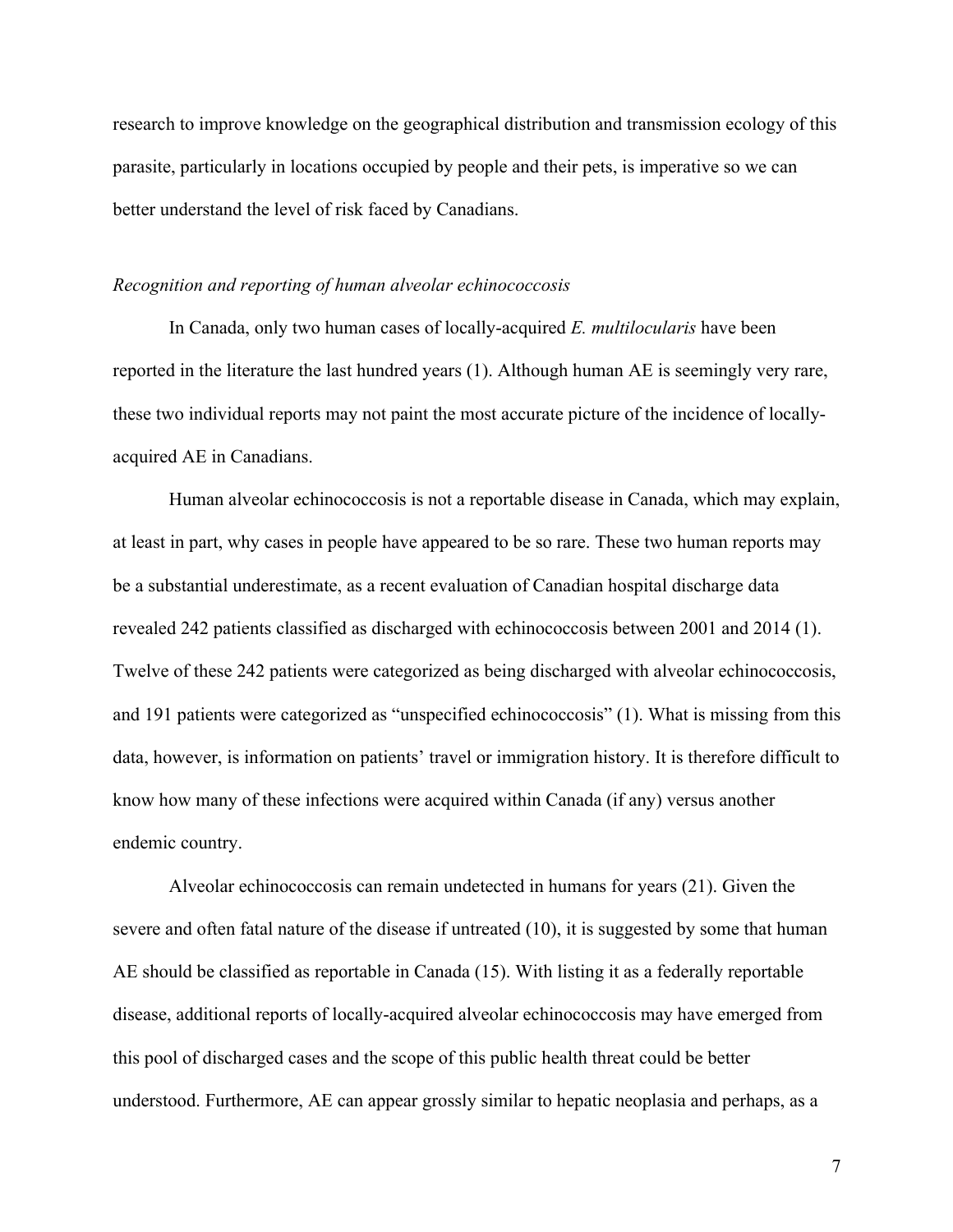research to improve knowledge on the geographical distribution and transmission ecology of this parasite, particularly in locations occupied by people and their pets, is imperative so we can better understand the level of risk faced by Canadians.

*Recognition and reporting of human alveolar echinococcosis*

In Canada, only two human cases of locally-acquired *E. multilocularis* have been reported in the literature the last hundred years (1). Although human AE is seemingly very rare, these two individual reports may not paint the most accurate picture of the incidence of locally-acquired AE in Canadians.

Human alveolar echinococcosis is not a reportable disease in Canada, which may explain, at least in part, why cases in people have appeared to be so rare. These two human reports may be a substantial underestimate, as a recent evaluation of Canadian hospital discharge data revealed 242 patients classified as discharged with echinococcosis between 2001 and 2014 (1). Twelve of these 242 patients were categorized as being discharged with alveolar echinococcosis, and 191 patients were categorized as "unspecified echinococcosis" (1). What is missing from this data, however, is information on patients' travel or immigration history. It is therefore difficult to know how many of these infections were acquired within Canada (if any) versus another endemic country.

Alveolar echinococcosis can remain undetected in humans for years (21). Given the severe and often fatal nature of the disease if untreated (10), it is suggested by some that human AE should be classified as reportable in Canada (15). With listing it as a federally reportable disease, additional reports of locally-acquired alveolar echinococcosis may have emerged from this pool of discharged cases and the scope of this public health threat could be better understood. Furthermore, AE can appear grossly similar to hepatic neoplasia and perhaps, as a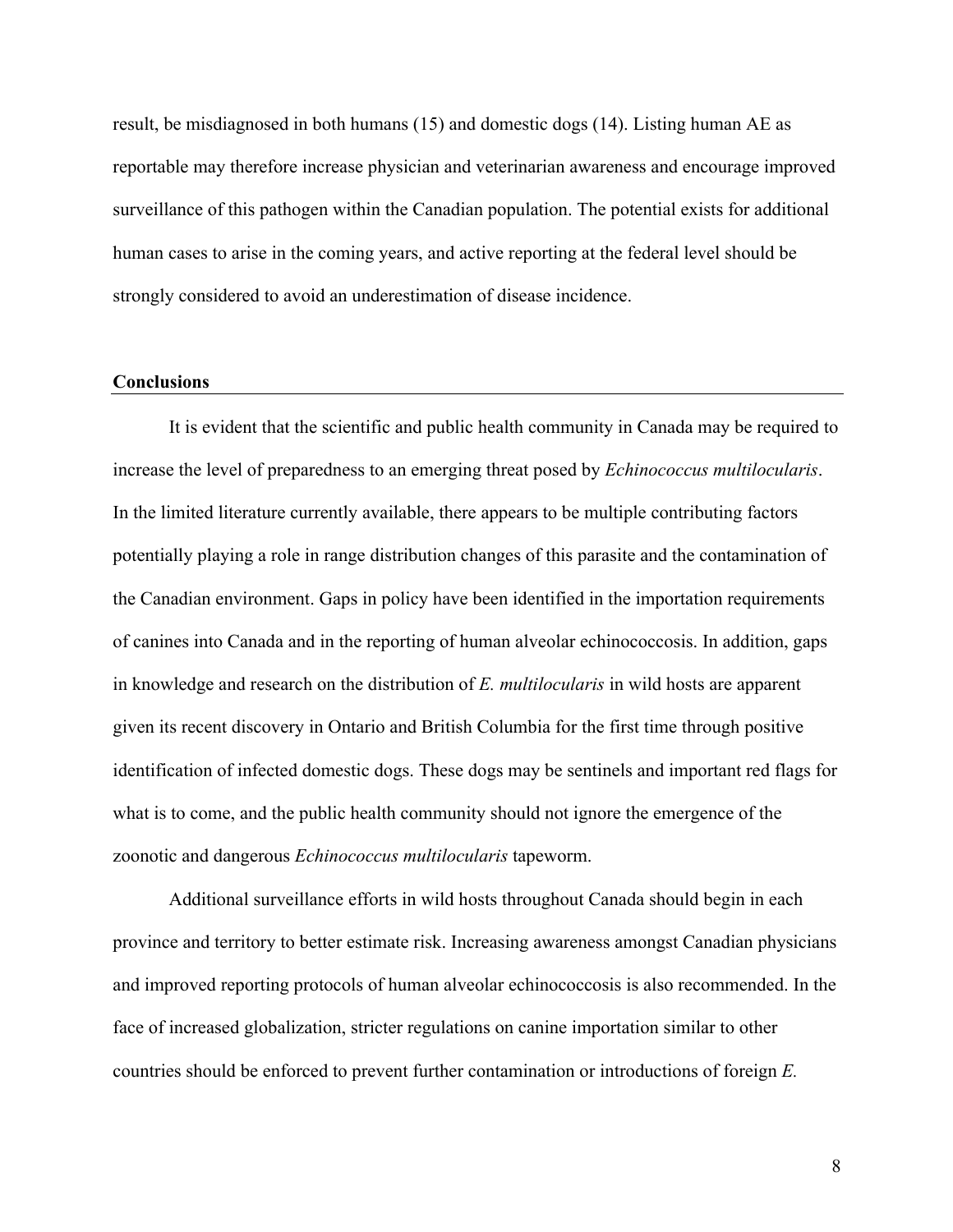result, be misdiagnosed in both humans (15) and domestic dogs (14). Listing human AE as reportable may therefore increase physician and veterinarian awareness and encourage improved surveillance of this pathogen within the Canadian population. The potential exists for additional human cases to arise in the coming years, and active reporting at the federal level should be strongly considered to avoid an underestimation of disease incidence.

## Conclusions

It is evident that the scientific and public health community in Canada may be required to increase the level of preparedness to an emerging threat posed by *Echinococcus multilocularis*. In the limited literature currently available, there appears to be multiple contributing factors potentially playing a role in range distribution changes of this parasite and the contamination of the Canadian environment. Gaps in policy have been identified in the importation requirements of canines into Canada and in the reporting of human alveolar echinococcosis. In addition, gaps in knowledge and research on the distribution of *E. multilocularis* in wild hosts are apparent given its recent discovery in Ontario and British Columbia for the first time through positive identification of infected domestic dogs. These dogs may be sentinels and important red flags for what is to come, and the public health community should not ignore the emergence of the zoonotic and dangerous *Echinococcus multilocularis* tapeworm.

Additional surveillance efforts in wild hosts throughout Canada should begin in each province and territory to better estimate risk. Increasing awareness amongst Canadian physicians and improved reporting protocols of human alveolar echinococcosis is also recommended. In the face of increased globalization, stricter regulations on canine importation similar to other countries should be enforced to prevent further contamination or introductions of foreign *E.*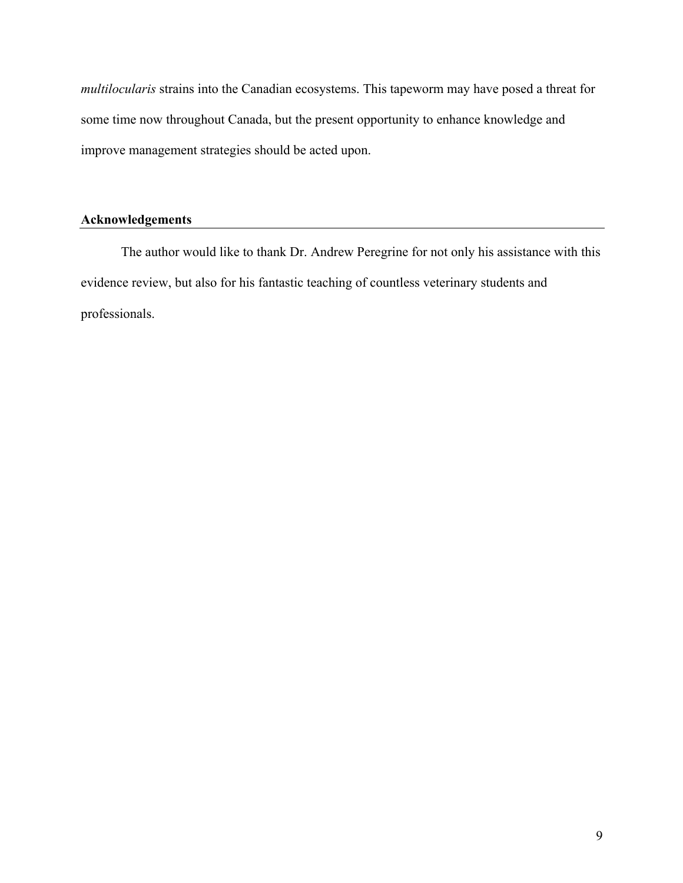*multilocularis* strains into the Canadian ecosystems. This tapeworm may have posed a threat for some time now throughout Canada, but the present opportunity to enhance knowledge and improve management strategies should be acted upon.

## Acknowledgements

The author would like to thank Dr. Andrew Peregrine for not only his assistance with this evidence review, but also for his fantastic teaching of countless veterinary students and professionals.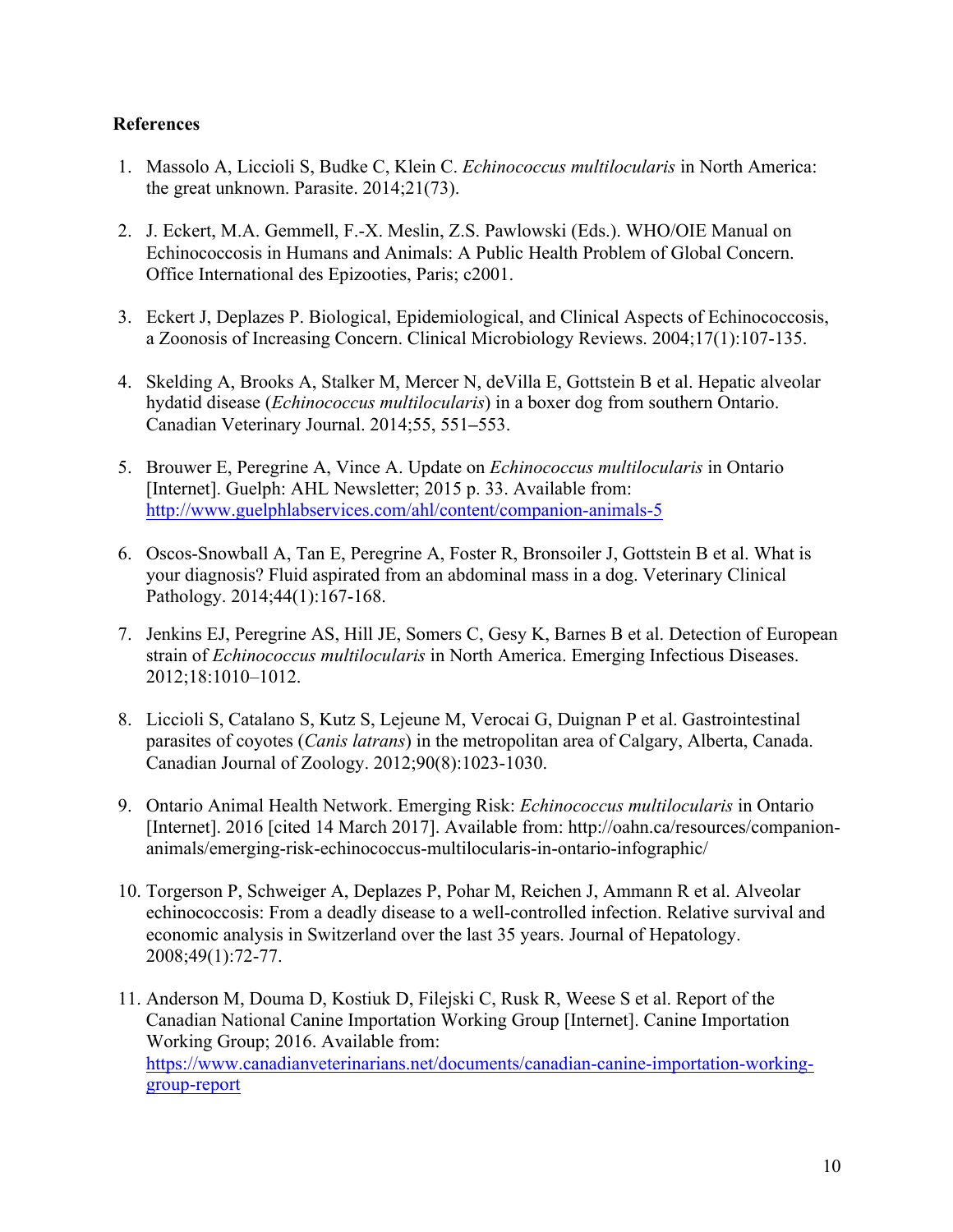**References**

1. Massolo A, Liccioli S, Budke C, Klein C. *Echinococcus multilocularis* in North America: the great unknown. Parasite. 2014;21(73).

2. J. Eckert, M.A. Gemmell, F.-X. Meslin, Z.S. Pawlowski (Eds.). WHO/OIE Manual on Echinococcosis in Humans and Animals: A Public Health Problem of Global Concern. Office International des Epizooties, Paris; c2001.

3. Eckert J, Deplazes P. Biological, Epidemiological, and Clinical Aspects of Echinococcosis, a Zoonosis of Increasing Concern. Clinical Microbiology Reviews. 2004;17(1):107-135.

4. Skelding A, Brooks A, Stalker M, Mercer N, deVilla E, Gottstein B et al. Hepatic alveolar hydatid disease (*Echinococcus multilocularis*) in a boxer dog from southern Ontario. Canadian Veterinary Journal. 2014;55, 551–553.

5. Brouwer E, Peregrine A, Vince A. Update on *Echinococcus multilocularis* in Ontario [Internet]. Guelph: AHL Newsletter; 2015 p. 33. Available from: [http://www.guelphlabservices.com/ahl/content/companion-animals-5](http://www.guelphlabservices.com/ahl/content/companion-animals-5)

6. Oscos-Snowball A, Tan E, Peregrine A, Foster R, Bronsoiler J, Gottstein B et al. What is your diagnosis? Fluid aspirated from an abdominal mass in a dog. Veterinary Clinical Pathology. 2014;44(1):167-168.

7. Jenkins EJ, Peregrine AS, Hill JE, Somers C, Gesy K, Barnes B et al. Detection of European strain of *Echinococcus multilocularis* in North America. Emerging Infectious Diseases. 2012;18:1010–1012.

8. Liccioli S, Catalano S, Kutz S, Lejeune M, Verocai G, Duignan P et al. Gastrointestinal parasites of coyotes (*Canis latrans*) in the metropolitan area of Calgary, Alberta, Canada. Canadian Journal of Zoology. 2012;90(8):1023-1030.

9. Ontario Animal Health Network. Emerging Risk: *Echinococcus multilocularis* in Ontario [Internet]. 2016 [cited 14 March 2017]. Available from: http://oahn.ca/resources/companion-animals/emerging-risk-echinococcus-multilocularis-in-ontario-infographic/

10. Torgerson P, Schweiger A, Deplazes P, Pohar M, Reichen J, Ammann R et al. Alveolar echinococcosis: From a deadly disease to a well-controlled infection. Relative survival and economic analysis in Switzerland over the last 35 years. Journal of Hepatology. 2008;49(1):72-77.

11. Anderson M, Douma D, Kostiuk D, Filejski C, Rusk R, Weese S et al. Report of the Canadian National Canine Importation Working Group [Internet]. Canine Importation Working Group; 2016. Available from: [https://www.canadianveterinarians.net/documents/canadian-canine-importation-working-group-report](https://www.canadianveterinarians.net/documents/canadian-canine-importation-working-group-report)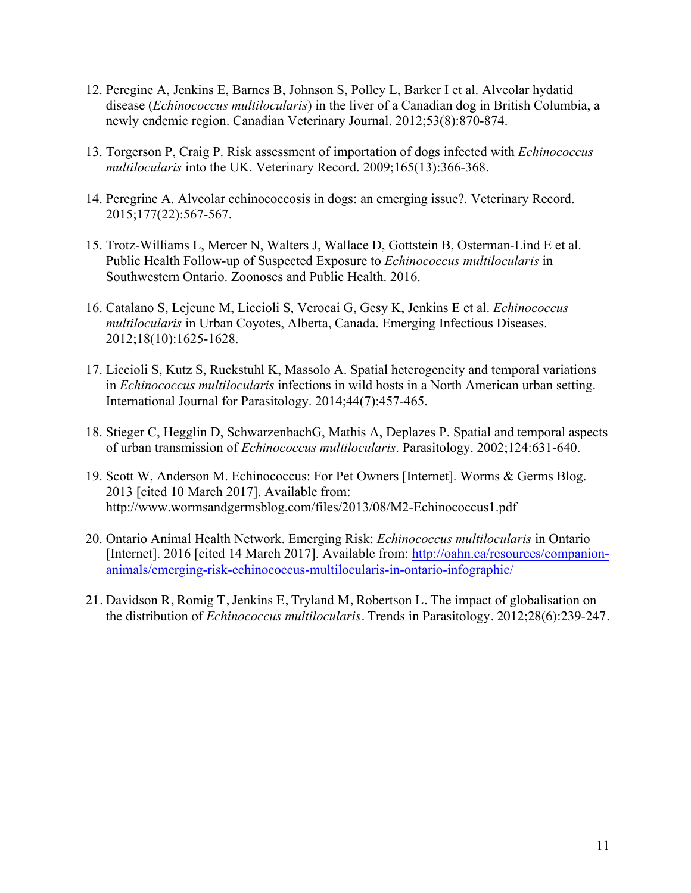12. Peregine A, Jenkins E, Barnes B, Johnson S, Polley L, Barker I et al. Alveolar hydatid disease (*Echinococcus multilocularis*) in the liver of a Canadian dog in British Columbia, a newly endemic region. Canadian Veterinary Journal. 2012;53(8):870-874.

13. Torgerson P, Craig P. Risk assessment of importation of dogs infected with *Echinococcus multilocularis* into the UK. Veterinary Record. 2009;165(13):366-368.

14. Peregrine A. Alveolar echinococcosis in dogs: an emerging issue?. Veterinary Record. 2015;177(22):567-567.

15. Trotz-Williams L, Mercer N, Walters J, Wallace D, Gottstein B, Osterman-Lind E et al. Public Health Follow-up of Suspected Exposure to *Echinococcus multilocularis* in Southwestern Ontario. Zoonoses and Public Health. 2016.

16. Catalano S, Lejeune M, Liccioli S, Verocai G, Gesy K, Jenkins E et al. *Echinococcus multilocularis* in Urban Coyotes, Alberta, Canada. Emerging Infectious Diseases. 2012;18(10):1625-1628.

17. Liccioli S, Kutz S, Ruckstuhl K, Massolo A. Spatial heterogeneity and temporal variations in *Echinococcus multilocularis* infections in wild hosts in a North American urban setting. International Journal for Parasitology. 2014;44(7):457-465.

18. Stieger C, Hegglin D, SchwarzenbachG, Mathis A, Deplazes P. Spatial and temporal aspects of urban transmission of *Echinococcus multilocularis*. Parasitology. 2002;124:631-640.

19. Scott W, Anderson M. Echinococcus: For Pet Owners [Internet]. Worms & Germs Blog. 2013 [cited 10 March 2017]. Available from: http://www.wormsandgermsblog.com/files/2013/08/M2-Echinococcus1.pdf

20. Ontario Animal Health Network. Emerging Risk: *Echinococcus multilocularis* in Ontario [Internet]. 2016 [cited 14 March 2017]. Available from: [http://oahn.ca/resources/companion-animals/emerging-risk-echinococcus-multilocularis-in-ontario-infographic/](http://oahn.ca/resources/companion-animals/emerging-risk-echinococcus-multilocularis-in-ontario-infographic/)

21. Davidson R, Romig T, Jenkins E, Tryland M, Robertson L. The impact of globalisation on the distribution of *Echinococcus multilocularis*. Trends in Parasitology. 2012;28(6):239-247.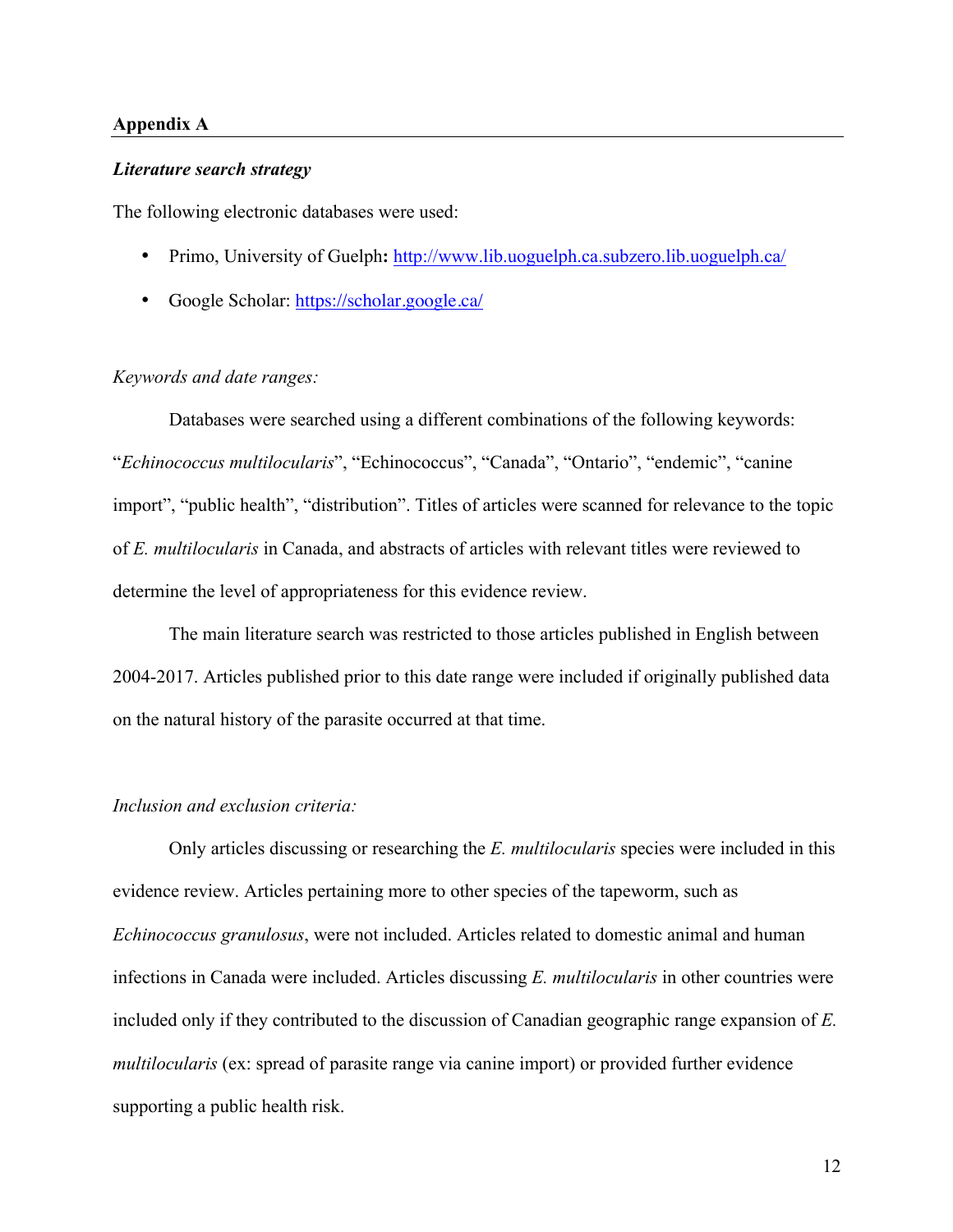## Appendix A

### *Literature search strategy*

The following electronic databases were used:

- Primo, University of Guelph**:** http://www.lib.uoguelph.ca.subzero.lib.uoguelph.ca/
- Google Scholar: https://scholar.google.ca/

*Keywords and date ranges:*

Databases were searched using a different combinations of the following keywords: "*Echinococcus multilocularis*", "Echinococcus", "Canada", "Ontario", "endemic", "canine import", "public health", "distribution". Titles of articles were scanned for relevance to the topic of *E. multilocularis* in Canada, and abstracts of articles with relevant titles were reviewed to determine the level of appropriateness for this evidence review.

The main literature search was restricted to those articles published in English between 2004-2017. Articles published prior to this date range were included if originally published data on the natural history of the parasite occurred at that time.

*Inclusion and exclusion criteria:*

Only articles discussing or researching the *E. multilocularis* species were included in this evidence review. Articles pertaining more to other species of the tapeworm, such as *Echinococcus granulosus*, were not included. Articles related to domestic animal and human infections in Canada were included. Articles discussing *E. multilocularis* in other countries were included only if they contributed to the discussion of Canadian geographic range expansion of *E. multilocularis* (ex: spread of parasite range via canine import) or provided further evidence supporting a public health risk.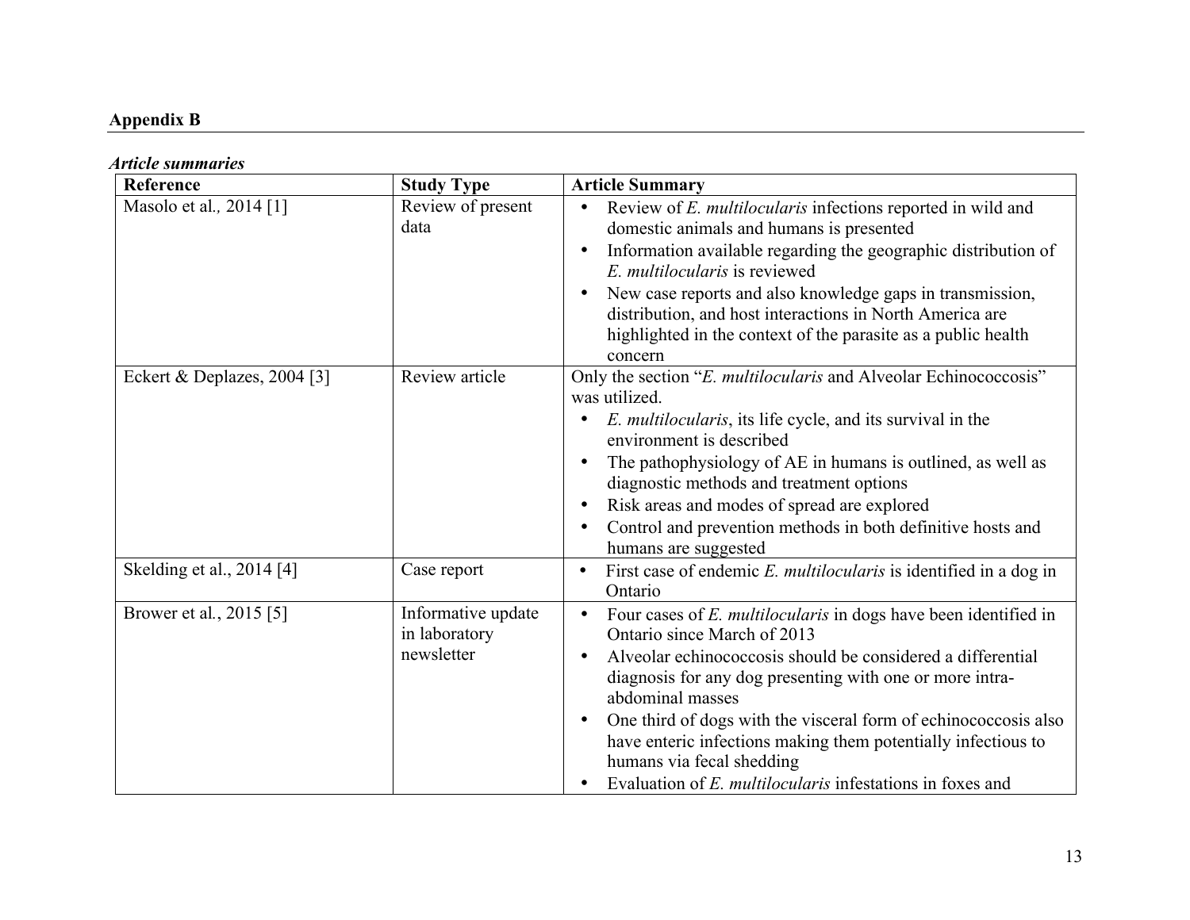**Appendix B**

***Article summaries***

| Reference | Study Type | Article Summary |
|---|---|---|
| Masolo et al., 2014 [1] | Review of present data | • Review of *E. multilocularis* infections reported in wild and domestic animals and humans is presented<br>• Information available regarding the geographic distribution of *E. multilocularis* is reviewed<br>• New case reports and also knowledge gaps in transmission, distribution, and host interactions in North America are highlighted in the context of the parasite as a public health concern |
| Eckert & Deplazes, 2004 [3] | Review article | Only the section "*E. multilocularis* and Alveolar Echinococcosis" was utilized.<br>• *E. multilocularis*, its life cycle, and its survival in the environment is described<br>• The pathophysiology of AE in humans is outlined, as well as diagnostic methods and treatment options<br>• Risk areas and modes of spread are explored<br>• Control and prevention methods in both definitive hosts and humans are suggested |
| Skelding et al., 2014 [4] | Case report | • First case of endemic *E. multilocularis* is identified in a dog in Ontario |
| Brower et al., 2015 [5] | Informative update in laboratory newsletter | • Four cases of *E. multilocularis* in dogs have been identified in Ontario since March of 2013<br>• Alveolar echinococcosis should be considered a differential diagnosis for any dog presenting with one or more intra-abdominal masses<br>• One third of dogs with the visceral form of echinococcosis also have enteric infections making them potentially infectious to humans via fecal shedding<br>• Evaluation of *E. multilocularis* infestations in foxes and |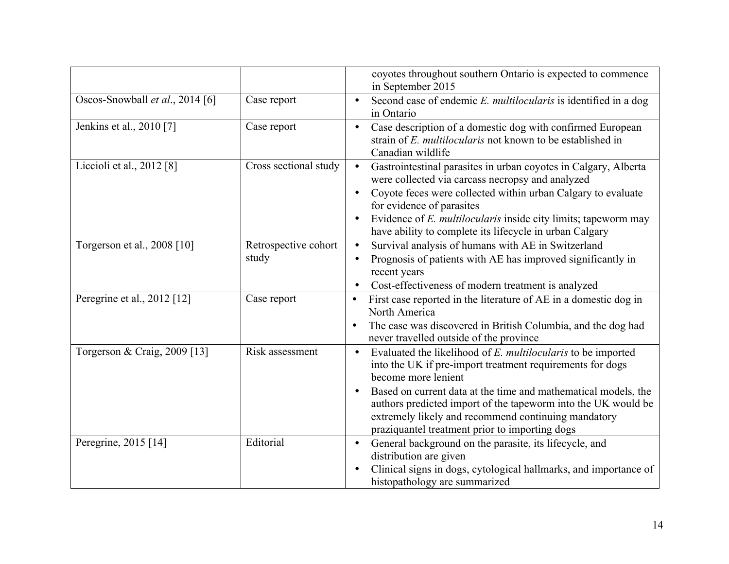| | | |
|---|---|---|
| | | coyotes throughout southern Ontario is expected to commence in September 2015 |
| Oscos-Snowball *et al*., 2014 [6] | Case report | • Second case of endemic *E. multilocularis* is identified in a dog in Ontario |
| Jenkins et al., 2010 [7] | Case report | • Case description of a domestic dog with confirmed European strain of *E. multilocularis* not known to be established in Canadian wildlife |
| Liccioli et al., 2012 [8] | Cross sectional study | • Gastrointestinal parasites in urban coyotes in Calgary, Alberta were collected via carcass necropsy and analyzed<br>• Coyote feces were collected within urban Calgary to evaluate for evidence of parasites<br>• Evidence of *E. multilocularis* inside city limits; tapeworm may have ability to complete its lifecycle in urban Calgary |
| Torgerson et al., 2008 [10] | Retrospective cohort study | • Survival analysis of humans with AE in Switzerland<br>• Prognosis of patients with AE has improved significantly in recent years<br>• Cost-effectiveness of modern treatment is analyzed |
| Peregrine et al., 2012 [12] | Case report | • First case reported in the literature of AE in a domestic dog in North America<br>• The case was discovered in British Columbia, and the dog had never travelled outside of the province |
| Torgerson & Craig, 2009 [13] | Risk assessment | • Evaluated the likelihood of *E. multilocularis* to be imported into the UK if pre-import treatment requirements for dogs become more lenient<br>• Based on current data at the time and mathematical models, the authors predicted import of the tapeworm into the UK would be extremely likely and recommend continuing mandatory praziquantel treatment prior to importing dogs |
| Peregrine, 2015 [14] | Editorial | • General background on the parasite, its lifecycle, and distribution are given<br>• Clinical signs in dogs, cytological hallmarks, and importance of histopathology are summarized |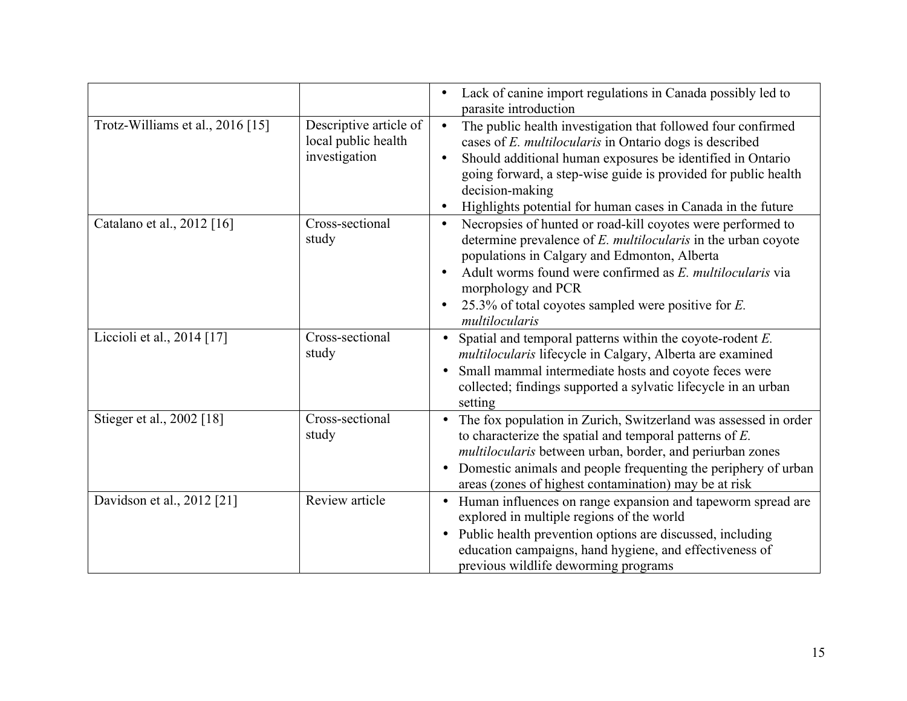| | | |
|---|---|---|
| | | • Lack of canine import regulations in Canada possibly led to parasite introduction |
| Trotz-Williams et al., 2016 [15] | Descriptive article of local public health investigation | • The public health investigation that followed four confirmed cases of *E. multilocularis* in Ontario dogs is described<br>• Should additional human exposures be identified in Ontario going forward, a step-wise guide is provided for public health decision-making<br>• Highlights potential for human cases in Canada in the future |
| Catalano et al., 2012 [16] | Cross-sectional study | • Necropsies of hunted or road-kill coyotes were performed to determine prevalence of *E. multilocularis* in the urban coyote populations in Calgary and Edmonton, Alberta<br>• Adult worms found were confirmed as *E. multilocularis* via morphology and PCR<br>• 25.3% of total coyotes sampled were positive for *E. multilocularis* |
| Liccioli et al., 2014 [17] | Cross-sectional study | • Spatial and temporal patterns within the coyote-rodent *E. multilocularis* lifecycle in Calgary, Alberta are examined<br>• Small mammal intermediate hosts and coyote feces were collected; findings supported a sylvatic lifecycle in an urban setting |
| Stieger et al., 2002 [18] | Cross-sectional study | • The fox population in Zurich, Switzerland was assessed in order to characterize the spatial and temporal patterns of *E. multilocularis* between urban, border, and periurban zones<br>• Domestic animals and people frequenting the periphery of urban areas (zones of highest contamination) may be at risk |
| Davidson et al., 2012 [21] | Review article | • Human influences on range expansion and tapeworm spread are explored in multiple regions of the world<br>• Public health prevention options are discussed, including education campaigns, hand hygiene, and effectiveness of previous wildlife deworming programs |